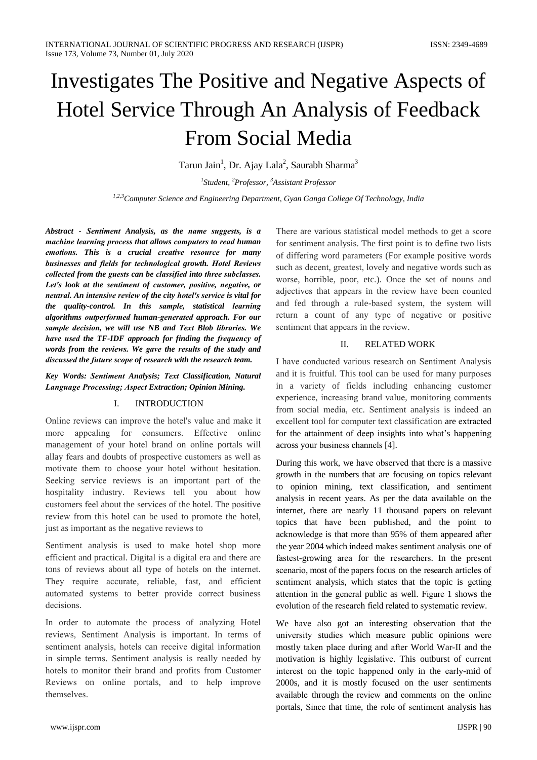# Investigates The Positive and Negative Aspects of Hotel Service Through An Analysis of Feedback From Social Media

Tarun Jain[1], Dr. Ajay Lala[2], Saurabh Sharma[3]

[1]*Student,* [2]*Professor,* [3]*Assistant Professor*

[1,2,3]*Computer Science and Engineering Department, Gyan Ganga College Of Technology, India*

***Abstract - Sentiment Analysis, as the name suggests, is a machine learning process that allows computers to read human emotions. This is a crucial creative resource for many businesses and fields for technological growth. Hotel Reviews collected from the guests can be classified into three subclasses. Let's look at the sentiment of customer, positive, negative, or neutral. An intensive review of the city hotel's service is vital for the quality-control. In this sample, statistical learning algorithms outperformed human-generated approach. For our sample decision, we will use NB and Text Blob libraries. We have used the TF-IDF approach for finding the frequency of words from the reviews. We gave the results of the study and discussed the future scope of research with the research team.***

***Key Words: Sentiment Analysis; Text Classification, Natural Language Processing; Aspect Extraction; Opinion Mining.***

## I. INTRODUCTION

Online reviews can improve the hotel's value and make it more appealing for consumers. Effective online management of your hotel brand on online portals will allay fears and doubts of prospective customers as well as motivate them to choose your hotel without hesitation. Seeking service reviews is an important part of the hospitality industry. Reviews tell you about how customers feel about the services of the hotel. The positive review from this hotel can be used to promote the hotel, just as important as the negative reviews to

Sentiment analysis is used to make hotel shop more efficient and practical. Digital is a digital era and there are tons of reviews about all type of hotels on the internet. They require accurate, reliable, fast, and efficient automated systems to better provide correct business decisions.

In order to automate the process of analyzing Hotel reviews, Sentiment Analysis is important. In terms of sentiment analysis, hotels can receive digital information in simple terms. Sentiment analysis is really needed by hotels to monitor their brand and profits from Customer Reviews on online portals, and to help improve themselves.

There are various statistical model methods to get a score for sentiment analysis. The first point is to define two lists of differing word parameters (For example positive words such as decent, greatest, lovely and negative words such as worse, horrible, poor, etc.). Once the set of nouns and adjectives that appears in the review have been counted and fed through a rule-based system, the system will return a count of any type of negative or positive sentiment that appears in the review.

## II. RELATED WORK

I have conducted various research on Sentiment Analysis and it is fruitful. This tool can be used for many purposes in a variety of fields including enhancing customer experience, increasing brand value, monitoring comments from social media, etc. Sentiment analysis is indeed an excellent tool for computer text classification are extracted for the attainment of deep insights into what's happening across your business channels [4].

During this work, we have observed that there is a massive growth in the numbers that are focusing on topics relevant to opinion mining, text classification, and sentiment analysis in recent years. As per the data available on the internet, there are nearly 11 thousand papers on relevant topics that have been published, and the point to acknowledge is that more than 95% of them appeared after the year 2004 which indeed makes sentiment analysis one of fastest-growing area for the researchers. In the present scenario, most of the papers focus on the research articles of sentiment analysis, which states that the topic is getting attention in the general public as well. Figure 1 shows the evolution of the research field related to systematic review.

We have also got an interesting observation that the university studies which measure public opinions were mostly taken place during and after World War-II and the motivation is highly legislative. This outburst of current interest on the topic happened only in the early-mid of 2000s, and it is mostly focused on the user sentiments available through the review and comments on the online portals, Since that time, the role of sentiment analysis has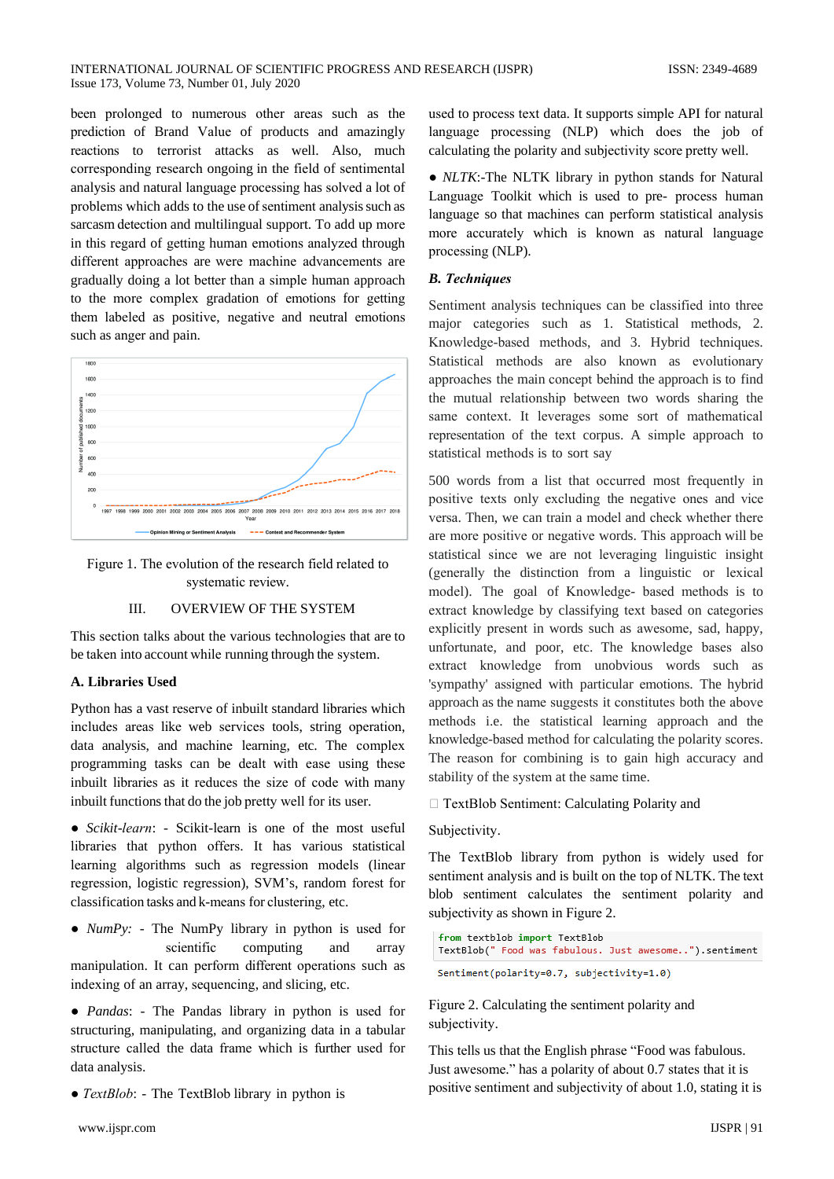been prolonged to numerous other areas such as the prediction of Brand Value of products and amazingly reactions to terrorist attacks as well. Also, much corresponding research ongoing in the field of sentimental analysis and natural language processing has solved a lot of problems which adds to the use of sentiment analysis such as sarcasm detection and multilingual support. To add up more in this regard of getting human emotions analyzed through different approaches are were machine advancements are gradually doing a lot better than a simple human approach to the more complex gradation of emotions for getting them labeled as positive, negative and neutral emotions such as anger and pain.

Figure 1. The evolution of the research field related to systematic review.

## III. OVERVIEW OF THE SYSTEM

This section talks about the various technologies that are to be taken into account while running through the system.

### A. Libraries Used

Python has a vast reserve of inbuilt standard libraries which includes areas like web services tools, string operation, data analysis, and machine learning, etc. The complex programming tasks can be dealt with ease using these inbuilt libraries as it reduces the size of code with many inbuilt functions that do the job pretty well for its user.

- *Scikit-learn*: - Scikit-learn is one of the most useful libraries that python offers. It has various statistical learning algorithms such as regression models (linear regression, logistic regression), SVM's, random forest for classification tasks and k-means for clustering, etc.

- *NumPy:* - The NumPy library in python is used for scientific computing and array manipulation. It can perform different operations such as indexing of an array, sequencing, and slicing, etc.

- *Pandas*: - The Pandas library in python is used for structuring, manipulating, and organizing data in a tabular structure called the data frame which is further used for data analysis.

- *TextBlob*: - The TextBlob library in python is used to process text data. It supports simple API for natural language processing (NLP) which does the job of calculating the polarity and subjectivity score pretty well.

- *NLTK*:-The NLTK library in python stands for Natural Language Toolkit which is used to pre- process human language so that machines can perform statistical analysis more accurately which is known as natural language processing (NLP).

### *B. Techniques*

Sentiment analysis techniques can be classified into three major categories such as 1. Statistical methods, 2. Knowledge-based methods, and 3. Hybrid techniques. Statistical methods are also known as evolutionary approaches the main concept behind the approach is to find the mutual relationship between two words sharing the same context. It leverages some sort of mathematical representation of the text corpus. A simple approach to statistical methods is to sort say

500 words from a list that occurred most frequently in positive texts only excluding the negative ones and vice versa. Then, we can train a model and check whether there are more positive or negative words. This approach will be statistical since we are not leveraging linguistic insight (generally the distinction from a linguistic or lexical model). The goal of Knowledge- based methods is to extract knowledge by classifying text based on categories explicitly present in words such as awesome, sad, happy, unfortunate, and poor, etc. The knowledge bases also extract knowledge from unobvious words such as 'sympathy' assigned with particular emotions. The hybrid approach as the name suggests it constitutes both the above methods i.e. the statistical learning approach and the knowledge-based method for calculating the polarity scores. The reason for combining is to gain high accuracy and stability of the system at the same time.

- TextBlob Sentiment: Calculating Polarity and Subjectivity.

The TextBlob library from python is widely used for sentiment analysis and is built on the top of NLTK. The text blob sentiment calculates the sentiment polarity and subjectivity as shown in Figure 2.

```
from textblob import TextBlob
TextBlob(" Food was fabulous. Just awesome..").sentiment

Sentiment(polarity=0.7, subjectivity=1.0)
```

Figure 2. Calculating the sentiment polarity and subjectivity.

This tells us that the English phrase "Food was fabulous. Just awesome." has a polarity of about 0.7 states that it is positive sentiment and subjectivity of about 1.0, stating it is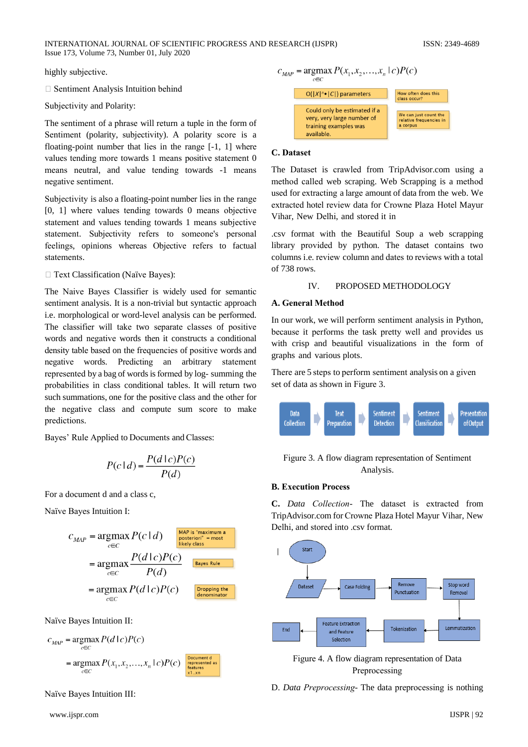highly subjective.

- Sentiment Analysis Intuition behind

Subjectivity and Polarity:

The sentiment of a phrase will return a tuple in the form of Sentiment (polarity, subjectivity). A polarity score is a floating-point number that lies in the range [-1, 1] where values tending more towards 1 means positive statement 0 means neutral, and value tending towards -1 means negative sentiment.

Subjectivity is also a floating-point number lies in the range [0, 1] where values tending towards 0 means objective statement and values tending towards 1 means subjective statement. Subjectivity refers to someone's personal feelings, opinions whereas Objective refers to factual statements.

- Text Classification (Naïve Bayes):

The Naive Bayes Classifier is widely used for semantic sentiment analysis. It is a non-trivial but syntactic approach i.e. morphological or word-level analysis can be performed. The classifier will take two separate classes of positive words and negative words then it constructs a conditional density table based on the frequencies of positive words and negative words. Predicting an arbitrary statement represented by a bag of words is formed by log- summing the probabilities in class conditional tables. It will return two such summations, one for the positive class and the other for the negative class and compute sum score to make predictions.

Bayes' Rule Applied to Documents and Classes:

$$P(c \mid d) = \frac{P(d \mid c)P(c)}{P(d)}$$

For a document d and a class c,

Naïve Bayes Intuition I:

$$c_{MAP} = \underset{c \in C}{\operatorname{argmax}}\, P(c \mid d)$$ MAP is "maximum a posteriori" = most likely class

$$= \underset{c \in C}{\operatorname{argmax}} \frac{P(d \mid c)P(c)}{P(d)}$$ Bayes Rule

$$= \underset{c \in C}{\operatorname{argmax}}\, P(d \mid c)P(c)$$ Dropping the denominator

Naïve Bayes Intuition II:

$$c_{MAP} = \underset{c \in C}{\operatorname{argmax}}\, P(d \mid c)P(c)$$

$$= \underset{c \in C}{\operatorname{argmax}}\, P(x_1, x_2, \ldots, x_n \mid c)P(c)$$ Document d represented as features x1..xn

Naïve Bayes Intuition III:

$$c_{MAP} = \underset{c \in C}{\operatorname{argmax}}\, P(x_1, x_2, \ldots, x_n \mid c)P(c)$$

$O(|X|^n \bullet |C|)$ parameters — How often does this class occur?

Could only be estimated if a very, very large number of training examples was available. — We can just count the relative frequencies in a corpus

### C. Dataset

The Dataset is crawled from TripAdvisor.com using a method called web scraping. Web Scrapping is a method used for extracting a large amount of data from the web. We extracted hotel review data for Crowne Plaza Hotel Mayur Vihar, New Delhi, and stored it in

.csv format with the Beautiful Soup a web scrapping library provided by python. The dataset contains two columns i.e. review column and dates to reviews with a total of 738 rows.

## IV. PROPOSED METHODOLOGY

### A. General Method

In our work, we will perform sentiment analysis in Python, because it performs the task pretty well and provides us with crisp and beautiful visualizations in the form of graphs and various plots.

There are 5 steps to perform sentiment analysis on a given set of data as shown in Figure 3.

Data Collection → Text Preparation → Sentiment Detection → Sentiment Classification → Presentation of Output

Figure 3. A flow diagram representation of Sentiment Analysis.

### B. Execution Process

**C.** *Data Collection-* The dataset is extracted from TripAdvisor.com for Crowne Plaza Hotel Mayur Vihar, New Delhi, and stored into .csv format.

Start → Dataset → Case Folding → Remove Punctuation → Stop word Removal → Lemmatization → Tokenization → Feature Extraction and Feature Selection → End

Figure 4. A flow diagram representation of Data Preprocessing

D. *Data Preprocessing-* The data preprocessing is nothing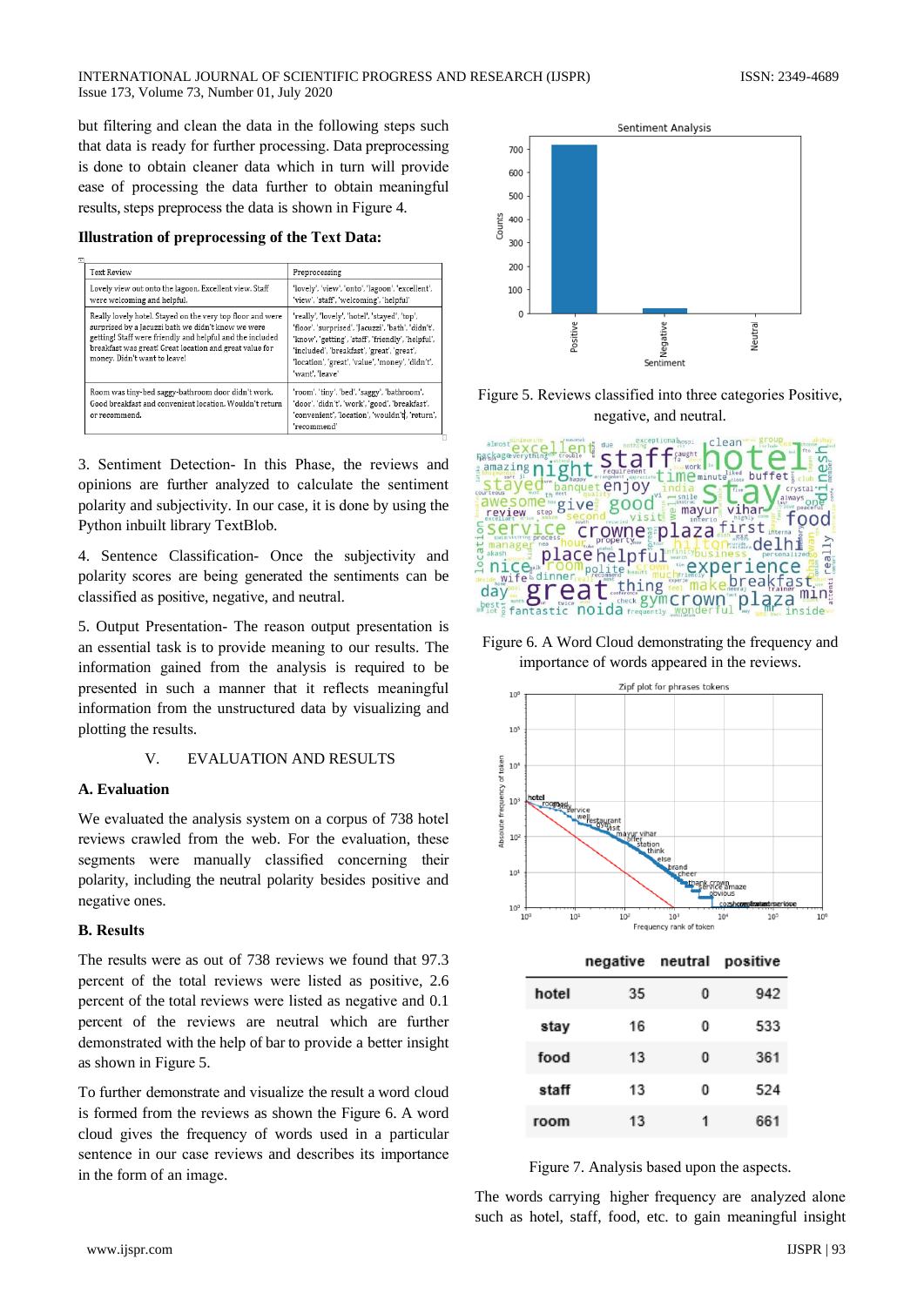but filtering and clean the data in the following steps such that data is ready for further processing. Data preprocessing is done to obtain cleaner data which in turn will provide ease of processing the data further to obtain meaningful results, steps preprocess the data is shown in Figure 4.

**Illustration of preprocessing of the Text Data:**

| Text Review | Preprocessing |
|---|---|
| Lovely view out onto the lagoon. Excellent view. Staff were welcoming and helpful. | 'lovely', 'view', 'onto', 'lagoon', 'excellent', 'view', 'staff', 'welcoming', 'helpful' |
| Really lovely hotel. Stayed on the very top floor and were surprised by a Jacuzzi bath we didn't know we were getting! Staff were friendly and helpful and the included breakfast was great! Great location and great value for money. Didn't want to leave! | 'really', 'lovely', 'hotel', 'stayed', 'top', 'floor', 'surprised', 'Jacuzzi', 'bath', 'didn't', 'know', 'getting', 'staff', 'friendly', 'helpful', 'included', 'breakfast', 'great', 'great', 'location', 'great', 'value', 'money', 'didn't', 'want', 'leave' |
| Room was tiny-bed saggy-bathroom door didn't work. Good breakfast and convenient location. Wouldn't return or recommend. | 'room', 'tiny', 'bed', 'saggy', 'bathroom', 'door', 'didn't', 'work', 'good', 'breakfast', 'convenient', 'location', 'wouldn't', 'return', 'recommend' |

3. Sentiment Detection- In this Phase, the reviews and opinions are further analyzed to calculate the sentiment polarity and subjectivity. In our case, it is done by using the Python inbuilt library TextBlob.

4. Sentence Classification- Once the subjectivity and polarity scores are being generated the sentiments can be classified as positive, negative, and neutral.

5. Output Presentation- The reason output presentation is an essential task is to provide meaning to our results. The information gained from the analysis is required to be presented in such a manner that it reflects meaningful information from the unstructured data by visualizing and plotting the results.

## V. EVALUATION AND RESULTS

### A. Evaluation

We evaluated the analysis system on a corpus of 738 hotel reviews crawled from the web. For the evaluation, these segments were manually classified concerning their polarity, including the neutral polarity besides positive and negative ones.

### B. Results

The results were as out of 738 reviews we found that 97.3 percent of the total reviews were listed as positive, 2.6 percent of the total reviews were listed as negative and 0.1 percent of the reviews are neutral which are further demonstrated with the help of bar to provide a better insight as shown in Figure 5.

To further demonstrate and visualize the result a word cloud is formed from the reviews as shown the Figure 6. A word cloud gives the frequency of words used in a particular sentence in our case reviews and describes its importance in the form of an image.

Figure 5. Reviews classified into three categories Positive, negative, and neutral.

Figure 6. A Word Cloud demonstrating the frequency and importance of words appeared in the reviews.

| | negative | neutral | positive |
|---|---|---|---|
| hotel | 35 | 0 | 942 |
| stay | 16 | 0 | 533 |
| food | 13 | 0 | 361 |
| staff | 13 | 0 | 524 |
| room | 13 | 1 | 661 |

Figure 7. Analysis based upon the aspects.

The words carrying higher frequency are analyzed alone such as hotel, staff, food, etc. to gain meaningful insight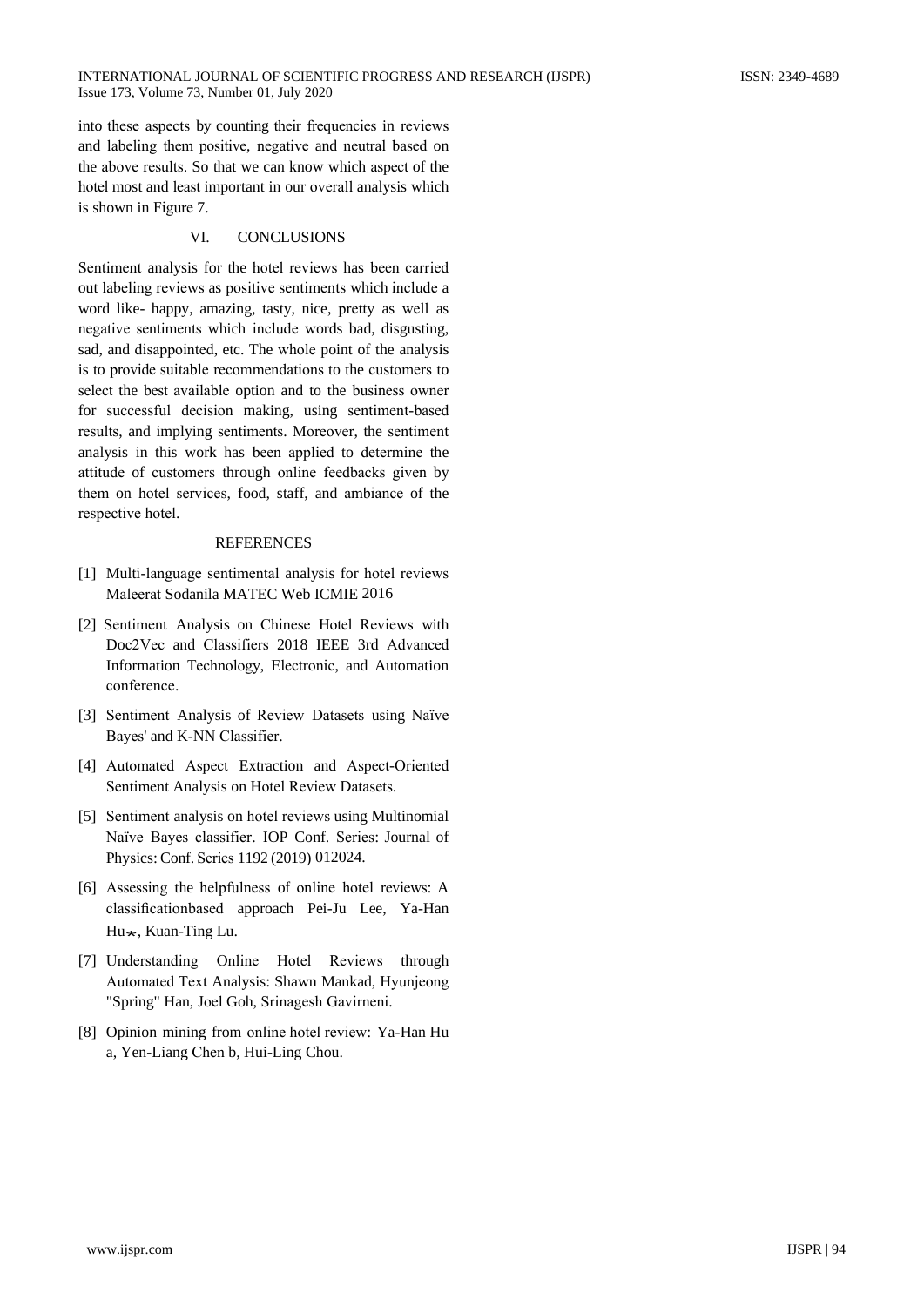into these aspects by counting their frequencies in reviews and labeling them positive, negative and neutral based on the above results. So that we can know which aspect of the hotel most and least important in our overall analysis which is shown in Figure 7.

## VI. CONCLUSIONS

Sentiment analysis for the hotel reviews has been carried out labeling reviews as positive sentiments which include a word like- happy, amazing, tasty, nice, pretty as well as negative sentiments which include words bad, disgusting, sad, and disappointed, etc. The whole point of the analysis is to provide suitable recommendations to the customers to select the best available option and to the business owner for successful decision making, using sentiment-based results, and implying sentiments. Moreover, the sentiment analysis in this work has been applied to determine the attitude of customers through online feedbacks given by them on hotel services, food, staff, and ambiance of the respective hotel.

## REFERENCES

[1] Multi-language sentimental analysis for hotel reviews Maleerat Sodanila MATEC Web ICMIE 2016

[2] Sentiment Analysis on Chinese Hotel Reviews with Doc2Vec and Classifiers 2018 IEEE 3rd Advanced Information Technology, Electronic, and Automation conference.

[3] Sentiment Analysis of Review Datasets using Naïve Bayes' and K-NN Classifier.

[4] Automated Aspect Extraction and Aspect-Oriented Sentiment Analysis on Hotel Review Datasets.

[5] Sentiment analysis on hotel reviews using Multinomial Naïve Bayes classifier. IOP Conf. Series: Journal of Physics: Conf. Series 1192 (2019) 012024.

[6] Assessing the helpfulness of online hotel reviews: A classificationbased approach Pei-Ju Lee, Ya-Han Hu⁎, Kuan-Ting Lu.

[7] Understanding Online Hotel Reviews through Automated Text Analysis: Shawn Mankad, Hyunjeong "Spring" Han, Joel Goh, Srinagesh Gavirneni.

[8] Opinion mining from online hotel review: Ya-Han Hu a, Yen-Liang Chen b, Hui-Ling Chou.